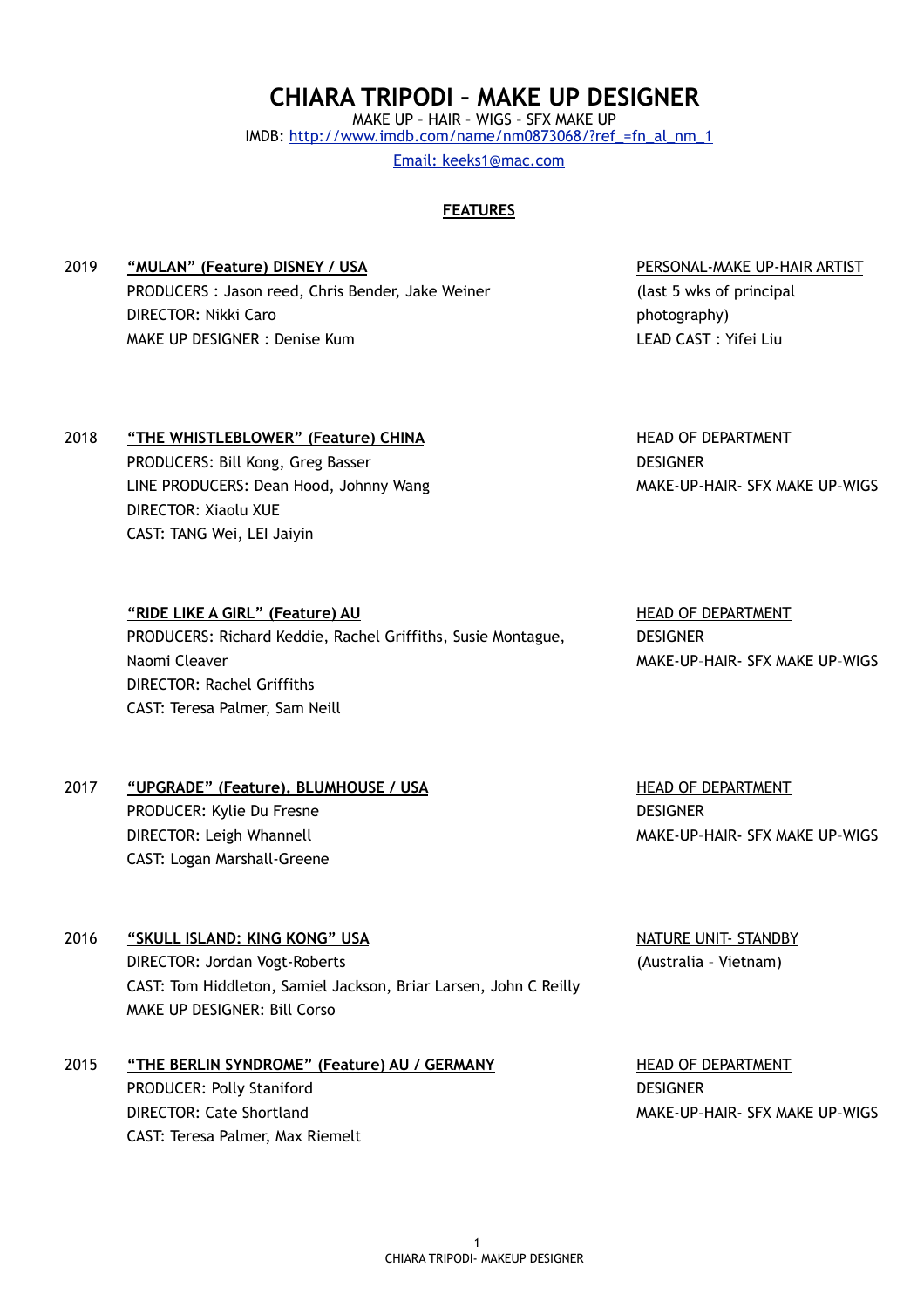# CHIARA TRIPODI – MAKE UP DESIGNER

MAKE UP – HAIR – WIGS – SFX MAKE UP

IMDB: [http://www.imdb.com/name/nm0873068/?ref_=fn_al_nm_1](http://www.imdb.com/name/nm0873068/?ref_=fn_al_nm_1)

[Email: keeks1@mac.com](mailto:keeks1@mac.com)

## FEATURES

**2019 — “MULAN” (Feature) DISNEY / USA**
PRODUCERS : Jason reed, Chris Bender, Jake Weiner
DIRECTOR: Nikki Caro
MAKE UP DESIGNER : Denise Kum

PERSONAL-MAKE UP-HAIR ARTIST
(last 5 wks of principal photography)
LEAD CAST : Yifei Liu

**2018 — “THE WHISTLEBLOWER” (Feature) CHINA**
PRODUCERS: Bill Kong, Greg Basser
LINE PRODUCERS: Dean Hood, Johnny Wang
DIRECTOR: Xiaolu XUE
CAST: TANG Wei, LEI Jaiyin

HEAD OF DEPARTMENT
DESIGNER
MAKE-UP-HAIR- SFX MAKE UP–WIGS

**“RIDE LIKE A GIRL” (Feature) AU**
PRODUCERS: Richard Keddie, Rachel Griffiths, Susie Montague, Naomi Cleaver
DIRECTOR: Rachel Griffiths
CAST: Teresa Palmer, Sam Neill

HEAD OF DEPARTMENT
DESIGNER
MAKE-UP–HAIR- SFX MAKE UP–WIGS

**2017 — “UPGRADE” (Feature). BLUMHOUSE / USA**
PRODUCER: Kylie Du Fresne
DIRECTOR: Leigh Whannell
CAST: Logan Marshall-Greene

HEAD OF DEPARTMENT
DESIGNER
MAKE-UP–HAIR- SFX MAKE UP–WIGS

**2016 — “SKULL ISLAND: KING KONG” USA**
DIRECTOR: Jordan Vogt-Roberts
CAST: Tom Hiddleton, Samiel Jackson, Briar Larsen, John C Reilly
MAKE UP DESIGNER: Bill Corso

NATURE UNIT- STANDBY
(Australia – Vietnam)

**2015 — “THE BERLIN SYNDROME” (Feature) AU / GERMANY**
PRODUCER: Polly Staniford
DIRECTOR: Cate Shortland
CAST: Teresa Palmer, Max Riemelt

HEAD OF DEPARTMENT
DESIGNER
MAKE-UP–HAIR- SFX MAKE UP–WIGS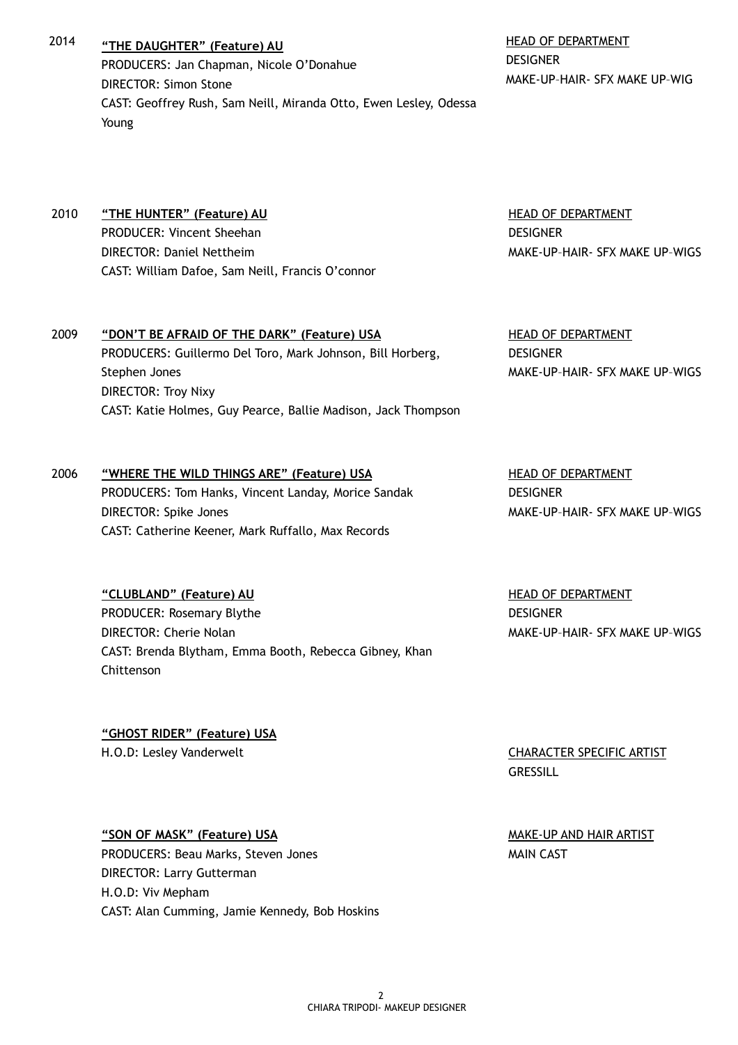2014 **"THE DAUGHTER" (Feature) AU**
PRODUCERS: Jan Chapman, Nicole O'Donahue
DIRECTOR: Simon Stone
CAST: Geoffrey Rush, Sam Neill, Miranda Otto, Ewen Lesley, Odessa Young

HEAD OF DEPARTMENT
DESIGNER
MAKE-UP–HAIR- SFX MAKE UP–WIG

2010 **"THE HUNTER" (Feature) AU**
PRODUCER: Vincent Sheehan
DIRECTOR: Daniel Nettheim
CAST: William Dafoe, Sam Neill, Francis O'connor

HEAD OF DEPARTMENT
DESIGNER
MAKE-UP–HAIR- SFX MAKE UP–WIGS

2009 **"DON'T BE AFRAID OF THE DARK" (Feature) USA**
PRODUCERS: Guillermo Del Toro, Mark Johnson, Bill Horberg, Stephen Jones
DIRECTOR: Troy Nixy
CAST: Katie Holmes, Guy Pearce, Ballie Madison, Jack Thompson

HEAD OF DEPARTMENT
DESIGNER
MAKE-UP–HAIR- SFX MAKE UP–WIGS

2006 **"WHERE THE WILD THINGS ARE" (Feature) USA**
PRODUCERS: Tom Hanks, Vincent Landay, Morice Sandak
DIRECTOR: Spike Jones
CAST: Catherine Keener, Mark Ruffallo, Max Records

HEAD OF DEPARTMENT
DESIGNER
MAKE-UP–HAIR- SFX MAKE UP–WIGS

**"CLUBLAND" (Feature) AU**
PRODUCER: Rosemary Blythe
DIRECTOR: Cherie Nolan
CAST: Brenda Blytham, Emma Booth, Rebecca Gibney, Khan Chittenson

HEAD OF DEPARTMENT
DESIGNER
MAKE-UP–HAIR- SFX MAKE UP–WIGS

**"GHOST RIDER" (Feature) USA**
H.O.D: Lesley Vanderwelt

CHARACTER SPECIFIC ARTIST
GRESSILL

**"SON OF MASK" (Feature) USA**
PRODUCERS: Beau Marks, Steven Jones
DIRECTOR: Larry Gutterman
H.O.D: Viv Mepham
CAST: Alan Cumming, Jamie Kennedy, Bob Hoskins

MAKE-UP AND HAIR ARTIST
MAIN CAST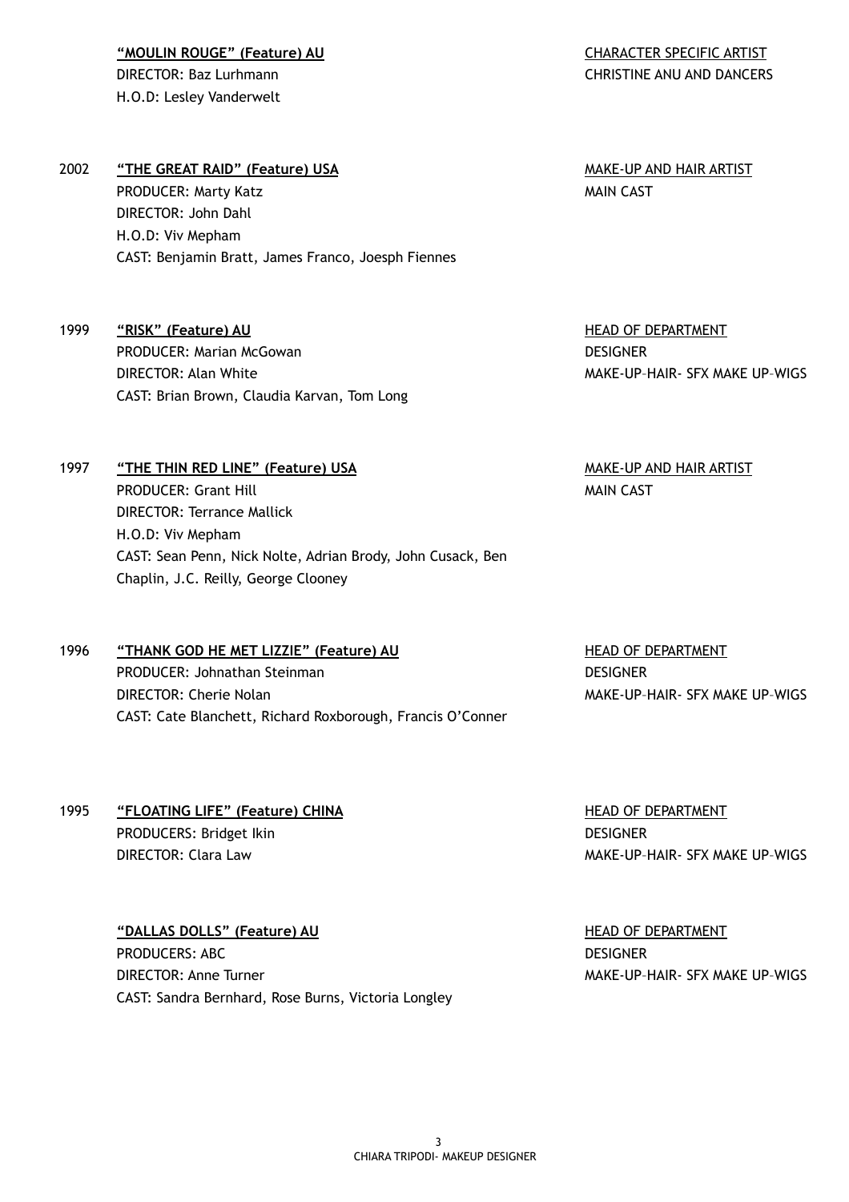**"MOULIN ROUGE" (Feature) AU**
DIRECTOR: Baz Lurhmann
H.O.D: Lesley Vanderwelt

CHARACTER SPECIFIC ARTIST
CHRISTINE ANU AND DANCERS

2002 **"THE GREAT RAID" (Feature) USA**
PRODUCER: Marty Katz
DIRECTOR: John Dahl
H.O.D: Viv Mepham
CAST: Benjamin Bratt, James Franco, Joesph Fiennes

MAKE-UP AND HAIR ARTIST
MAIN CAST

1999 **"RISK" (Feature) AU**
PRODUCER: Marian McGowan
DIRECTOR: Alan White
CAST: Brian Brown, Claudia Karvan, Tom Long

HEAD OF DEPARTMENT
DESIGNER
MAKE-UP–HAIR- SFX MAKE UP–WIGS

1997 **"THE THIN RED LINE" (Feature) USA**
PRODUCER: Grant Hill
DIRECTOR: Terrance Mallick
H.O.D: Viv Mepham
CAST: Sean Penn, Nick Nolte, Adrian Brody, John Cusack, Ben Chaplin, J.C. Reilly, George Clooney

MAKE-UP AND HAIR ARTIST
MAIN CAST

1996 **"THANK GOD HE MET LIZZIE" (Feature) AU**
PRODUCER: Johnathan Steinman
DIRECTOR: Cherie Nolan
CAST: Cate Blanchett, Richard Roxborough, Francis O'Conner

HEAD OF DEPARTMENT
DESIGNER
MAKE-UP–HAIR- SFX MAKE UP–WIGS

1995 **"FLOATING LIFE" (Feature) CHINA**
PRODUCERS: Bridget Ikin
DIRECTOR: Clara Law

HEAD OF DEPARTMENT
DESIGNER
MAKE-UP–HAIR- SFX MAKE UP–WIGS

**"DALLAS DOLLS" (Feature) AU**
PRODUCERS: ABC
DIRECTOR: Anne Turner
CAST: Sandra Bernhard, Rose Burns, Victoria Longley

HEAD OF DEPARTMENT
DESIGNER
MAKE-UP–HAIR- SFX MAKE UP–WIGS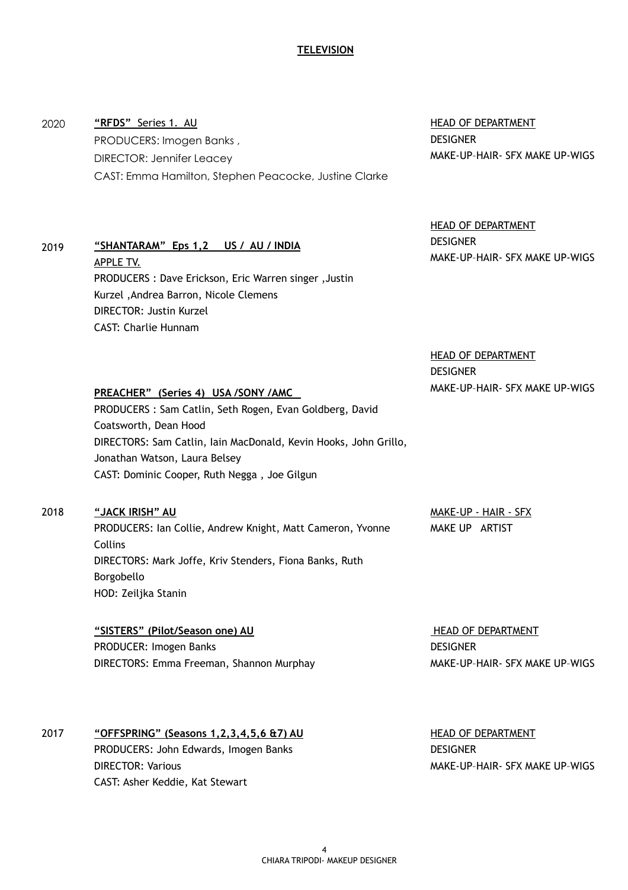## TELEVISION

**2020** — **"RFDS" Series 1. AU**

PRODUCERS: Imogen Banks ,
DIRECTOR: Jennifer Leacey
CAST: Emma Hamilton, Stephen Peacocke, Justine Clarke

HEAD OF DEPARTMENT
DESIGNER
MAKE-UP–HAIR- SFX MAKE UP–WIGS

**2019** — **"SHANTARAM" Eps 1,2 US / AU / INDIA**

APPLE TV.
PRODUCERS : Dave Erickson, Eric Warren singer ,Justin Kurzel ,Andrea Barron, Nicole Clemens
DIRECTOR: Justin Kurzel
CAST: Charlie Hunnam

HEAD OF DEPARTMENT
DESIGNER
MAKE-UP–HAIR- SFX MAKE UP–WIGS

**PREACHER" (Series 4) USA /SONY /AMC**

PRODUCERS : Sam Catlin, Seth Rogen, Evan Goldberg, David Coatsworth, Dean Hood
DIRECTORS: Sam Catlin, Iain MacDonald, Kevin Hooks, John Grillo, Jonathan Watson, Laura Belsey
CAST: Dominic Cooper, Ruth Negga , Joe Gilgun

HEAD OF DEPARTMENT
DESIGNER
MAKE-UP–HAIR- SFX MAKE UP–WIGS

**2018** — **"JACK IRISH" AU**

PRODUCERS: Ian Collie, Andrew Knight, Matt Cameron, Yvonne Collins
DIRECTORS: Mark Joffe, Kriv Stenders, Fiona Banks, Ruth Borgobello
HOD: Zeiljka Stanin

MAKE-UP - HAIR - SFX
MAKE UP ARTIST

**"SISTERS" (Pilot/Season one) AU**

PRODUCER: Imogen Banks
DIRECTORS: Emma Freeman, Shannon Murphay

HEAD OF DEPARTMENT
DESIGNER
MAKE-UP–HAIR- SFX MAKE UP–WIGS

**2017** — **"OFFSPRING" (Seasons 1,2,3,4,5,6 &7) AU**

PRODUCERS: John Edwards, Imogen Banks
DIRECTOR: Various
CAST: Asher Keddie, Kat Stewart

HEAD OF DEPARTMENT
DESIGNER
MAKE-UP–HAIR- SFX MAKE UP–WIGS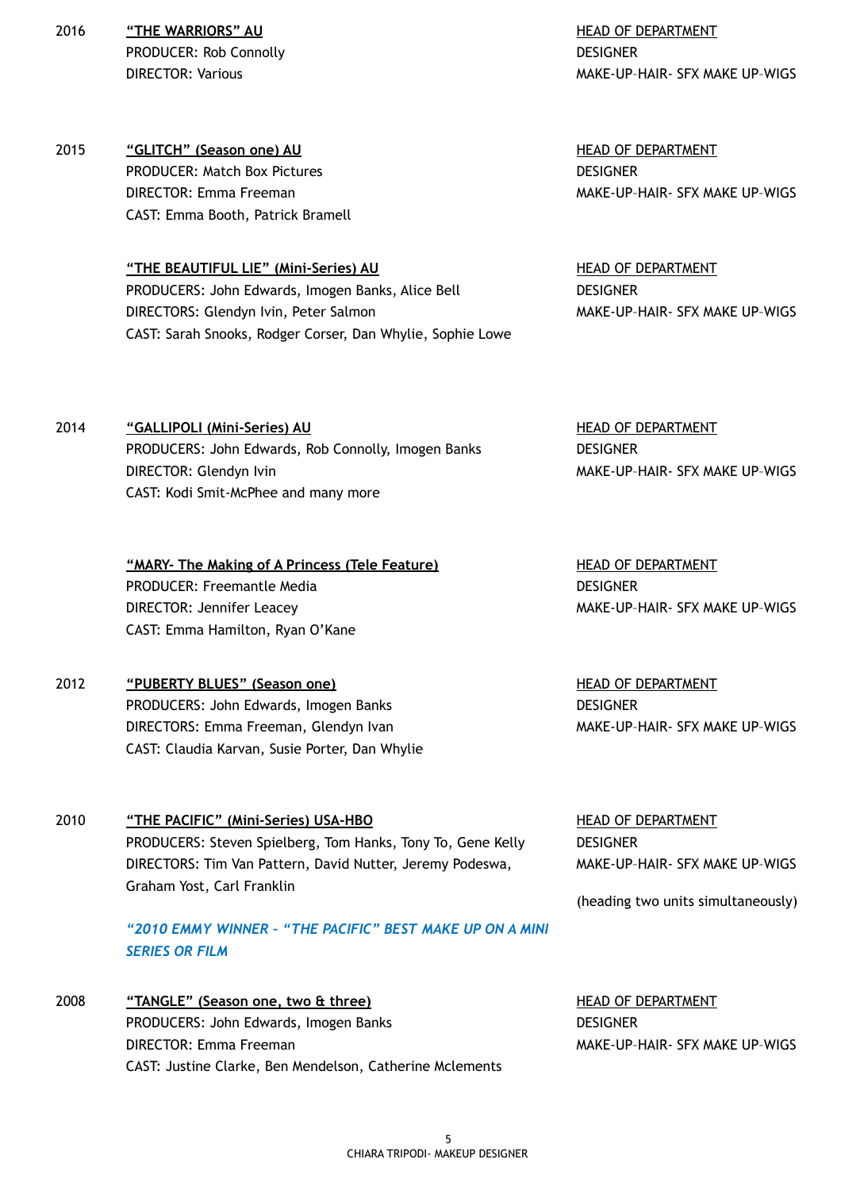2016 **<u>"THE WARRIORS" AU</u>**
PRODUCER: Rob Connolly
DIRECTOR: Various

<u>HEAD OF DEPARTMENT</u>
DESIGNER
MAKE-UP–HAIR- SFX MAKE UP–WIGS

2015 **<u>"GLITCH" (Season one) AU</u>**
PRODUCER: Match Box Pictures
DIRECTOR: Emma Freeman
CAST: Emma Booth, Patrick Bramell

<u>HEAD OF DEPARTMENT</u>
DESIGNER
MAKE-UP–HAIR- SFX MAKE UP–WIGS

**<u>"THE BEAUTIFUL LIE" (Mini-Series) AU</u>**
PRODUCERS: John Edwards, Imogen Banks, Alice Bell
DIRECTORS: Glendyn Ivin, Peter Salmon
CAST: Sarah Snooks, Rodger Corser, Dan Whylie, Sophie Lowe

<u>HEAD OF DEPARTMENT</u>
DESIGNER
MAKE-UP–HAIR- SFX MAKE UP–WIGS

2014 **<u>"GALLIPOLI (Mini-Series) AU</u>**
PRODUCERS: John Edwards, Rob Connolly, Imogen Banks
DIRECTOR: Glendyn Ivin
CAST: Kodi Smit-McPhee and many more

<u>HEAD OF DEPARTMENT</u>
DESIGNER
MAKE-UP–HAIR- SFX MAKE UP–WIGS

**<u>"MARY- The Making of A Princess (Tele Feature)</u>**
PRODUCER: Freemantle Media
DIRECTOR: Jennifer Leacey
CAST: Emma Hamilton, Ryan O'Kane

<u>HEAD OF DEPARTMENT</u>
DESIGNER
MAKE-UP–HAIR- SFX MAKE UP–WIGS

2012 **<u>"PUBERTY BLUES" (Season one)</u>**
PRODUCERS: John Edwards, Imogen Banks
DIRECTORS: Emma Freeman, Glendyn Ivan
CAST: Claudia Karvan, Susie Porter, Dan Whylie

<u>HEAD OF DEPARTMENT</u>
DESIGNER
MAKE-UP–HAIR- SFX MAKE UP–WIGS

2010 **<u>"THE PACIFIC" (Mini-Series) USA-HBO</u>**
PRODUCERS: Steven Spielberg, Tom Hanks, Tony To, Gene Kelly
DIRECTORS: Tim Van Pattern, David Nutter, Jeremy Podeswa, Graham Yost, Carl Franklin

***"2010 EMMY WINNER – "THE PACIFIC" BEST MAKE UP ON A MINI SERIES OR FILM***

<u>HEAD OF DEPARTMENT</u>
DESIGNER
MAKE-UP–HAIR- SFX MAKE UP–WIGS

(heading two units simultaneously)

2008 **<u>"TANGLE" (Season one, two & three)</u>**
PRODUCERS: John Edwards, Imogen Banks
DIRECTOR: Emma Freeman
CAST: Justine Clarke, Ben Mendelson, Catherine Mclements

<u>HEAD OF DEPARTMENT</u>
DESIGNER
MAKE-UP–HAIR- SFX MAKE UP–WIGS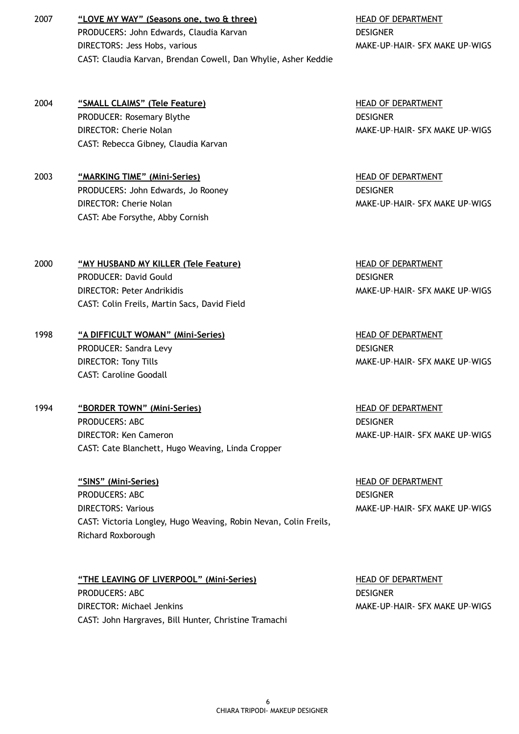2007 **"LOVE MY WAY" (Seasons one, two & three)**
PRODUCERS: John Edwards, Claudia Karvan
DIRECTORS: Jess Hobs, various
CAST: Claudia Karvan, Brendan Cowell, Dan Whylie, Asher Keddie

HEAD OF DEPARTMENT
DESIGNER
MAKE-UP–HAIR- SFX MAKE UP–WIGS

2004 **"SMALL CLAIMS" (Tele Feature)**
PRODUCER: Rosemary Blythe
DIRECTOR: Cherie Nolan
CAST: Rebecca Gibney, Claudia Karvan

HEAD OF DEPARTMENT
DESIGNER
MAKE-UP–HAIR- SFX MAKE UP–WIGS

2003 **"MARKING TIME" (Mini-Series)**
PRODUCERS: John Edwards, Jo Rooney
DIRECTOR: Cherie Nolan
CAST: Abe Forsythe, Abby Cornish

HEAD OF DEPARTMENT
DESIGNER
MAKE-UP–HAIR- SFX MAKE UP–WIGS

2000 **"MY HUSBAND MY KILLER (Tele Feature)**
PRODUCER: David Gould
DIRECTOR: Peter Andrikidis
CAST: Colin Freils, Martin Sacs, David Field

HEAD OF DEPARTMENT
DESIGNER
MAKE-UP–HAIR- SFX MAKE UP–WIGS

1998 **"A DIFFICULT WOMAN" (Mini-Series)**
PRODUCER: Sandra Levy
DIRECTOR: Tony Tills
CAST: Caroline Goodall

HEAD OF DEPARTMENT
DESIGNER
MAKE-UP–HAIR- SFX MAKE UP–WIGS

1994 **"BORDER TOWN" (Mini-Series)**
PRODUCERS: ABC
DIRECTOR: Ken Cameron
CAST: Cate Blanchett, Hugo Weaving, Linda Cropper

HEAD OF DEPARTMENT
DESIGNER
MAKE-UP–HAIR- SFX MAKE UP–WIGS

**"SINS" (Mini-Series)**
PRODUCERS: ABC
DIRECTORS: Various
CAST: Victoria Longley, Hugo Weaving, Robin Nevan, Colin Freils, Richard Roxborough

HEAD OF DEPARTMENT
DESIGNER
MAKE-UP–HAIR- SFX MAKE UP–WIGS

**"THE LEAVING OF LIVERPOOL" (Mini-Series)**
PRODUCERS: ABC
DIRECTOR: Michael Jenkins
CAST: John Hargraves, Bill Hunter, Christine Tramachi

HEAD OF DEPARTMENT
DESIGNER
MAKE-UP–HAIR- SFX MAKE UP–WIGS